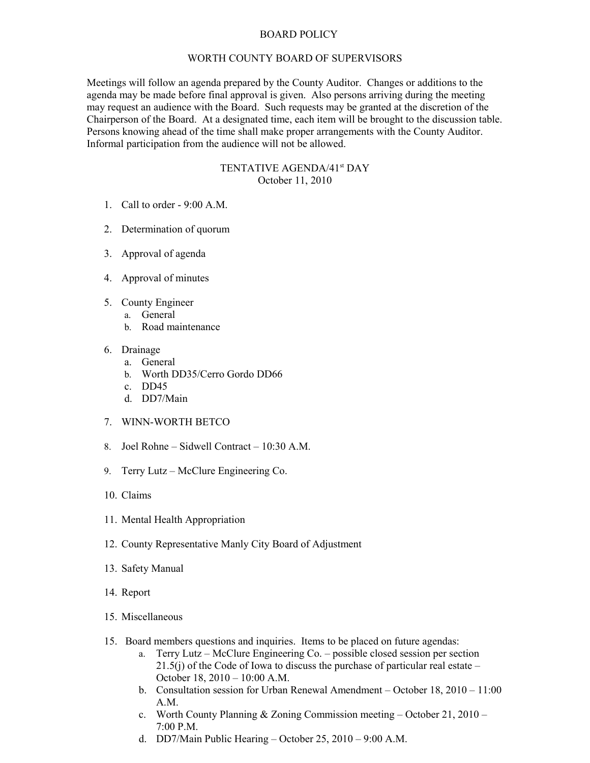# BOARD POLICY

## WORTH COUNTY BOARD OF SUPERVISORS

Meetings will follow an agenda prepared by the County Auditor. Changes or additions to the agenda may be made before final approval is given. Also persons arriving during the meeting may request an audience with the Board. Such requests may be granted at the discretion of the Chairperson of the Board. At a designated time, each item will be brought to the discussion table. Persons knowing ahead of the time shall make proper arrangements with the County Auditor. Informal participation from the audience will not be allowed.

## TENTATIVE AGENDA/41st DAY
October 11, 2010

1. Call to order - 9:00 A.M.
2. Determination of quorum
3. Approval of agenda
4. Approval of minutes
5. County Engineer
   a. General
   b. Road maintenance
6. Drainage
   a. General
   b. Worth DD35/Cerro Gordo DD66
   c. DD45
   d. DD7/Main
7. WINN-WORTH BETCO
8. Joel Rohne – Sidwell Contract – 10:30 A.M.
9. Terry Lutz – McClure Engineering Co.
10. Claims
11. Mental Health Appropriation
12. County Representative Manly City Board of Adjustment
13. Safety Manual
14. Report
15. Miscellaneous

15. Board members questions and inquiries. Items to be placed on future agendas:
    a. Terry Lutz – McClure Engineering Co. – possible closed session per section 21.5(j) of the Code of Iowa to discuss the purchase of particular real estate – October 18, 2010 – 10:00 A.M.
    b. Consultation session for Urban Renewal Amendment – October 18, 2010 – 11:00 A.M.
    c. Worth County Planning & Zoning Commission meeting – October 21, 2010 – 7:00 P.M.
    d. DD7/Main Public Hearing – October 25, 2010 – 9:00 A.M.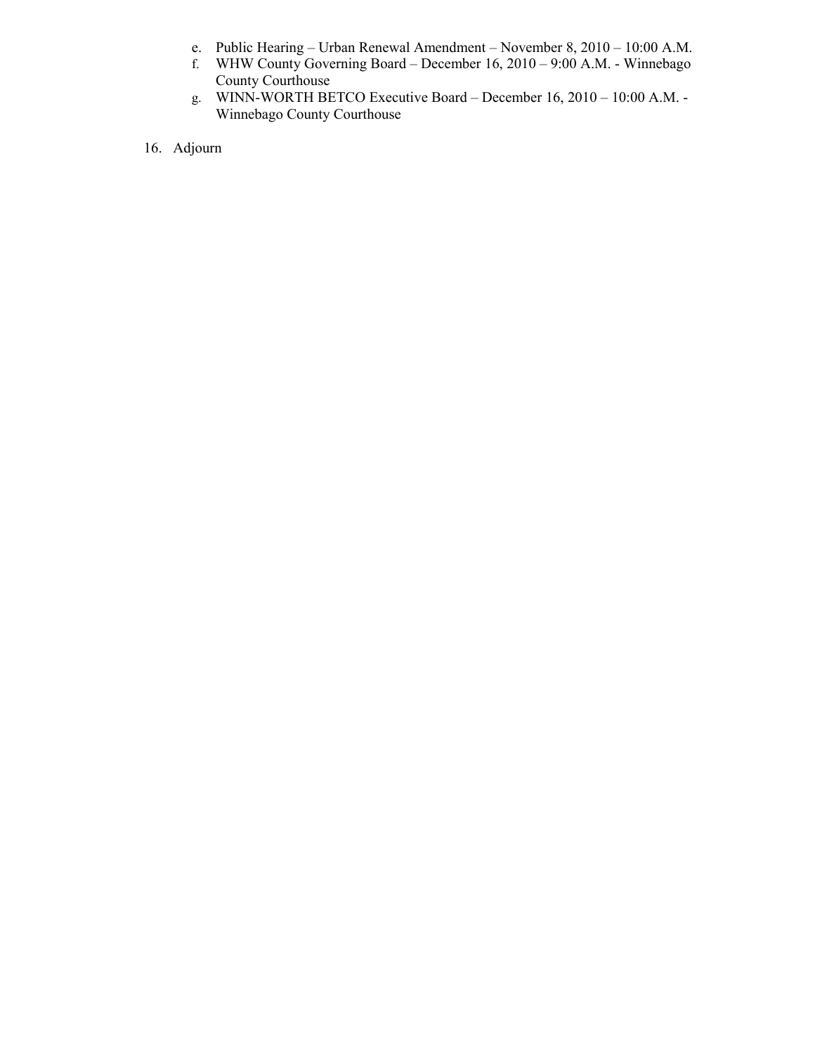e. Public Hearing – Urban Renewal Amendment – November 8, 2010 – 10:00 A.M.
f. WHW County Governing Board – December 16, 2010 – 9:00 A.M. - Winnebago County Courthouse
g. WINN-WORTH BETCO Executive Board – December 16, 2010 – 10:00 A.M. - Winnebago County Courthouse

16. Adjourn